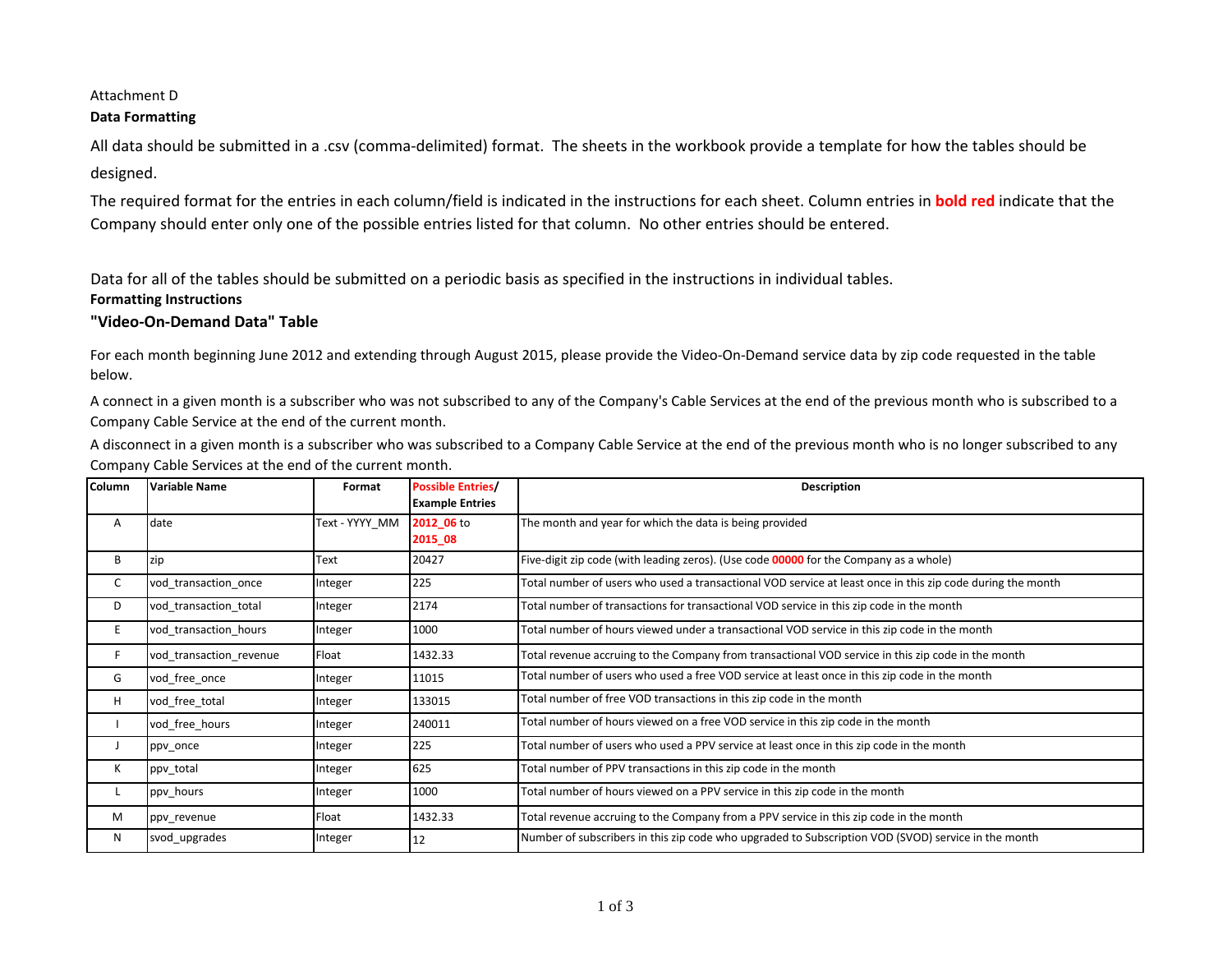Attachment D

**Data Formatting**

All data should be submitted in a .csv (comma-delimited) format. The sheets in the workbook provide a template for how the tables should be designed.

The required format for the entries in each column/field is indicated in the instructions for each sheet. Column entries in **bold red** indicate that the Company should enter only one of the possible entries listed for that column. No other entries should be entered.

Data for all of the tables should be submitted on a periodic basis as specified in the instructions in individual tables.

**Formatting Instructions**

### "Video-On-Demand Data" Table

For each month beginning June 2012 and extending through August 2015, please provide the Video-On-Demand service data by zip code requested in the table below.

A connect in a given month is a subscriber who was not subscribed to any of the Company's Cable Services at the end of the previous month who is subscribed to a Company Cable Service at the end of the current month.

A disconnect in a given month is a subscriber who was subscribed to a Company Cable Service at the end of the previous month who is no longer subscribed to any Company Cable Services at the end of the current month.

| Column | Variable Name | Format | Possible Entries/ Example Entries | Description |
|---|---|---|---|---|
| A | date | Text - YYYY_MM | **2012_06** to **2015_08** | The month and year for which the data is being provided |
| B | zip | Text | 20427 | Five-digit zip code (with leading zeros). (Use code **00000** for the Company as a whole) |
| C | vod_transaction_once | Integer | 225 | Total number of users who used a transactional VOD service at least once in this zip code during the month |
| D | vod_transaction_total | Integer | 2174 | Total number of transactions for transactional VOD service in this zip code in the month |
| E | vod_transaction_hours | Integer | 1000 | Total number of hours viewed under a transactional VOD service in this zip code in the month |
| F | vod_transaction_revenue | Float | 1432.33 | Total revenue accruing to the Company from transactional VOD service in this zip code in the month |
| G | vod_free_once | Integer | 11015 | Total number of users who used a free VOD service at least once in this zip code in the month |
| H | vod_free_total | Integer | 133015 | Total number of free VOD transactions in this zip code in the month |
| I | vod_free_hours | Integer | 240011 | Total number of hours viewed on a free VOD service in this zip code in the month |
| J | ppv_once | Integer | 225 | Total number of users who used a PPV service at least once in this zip code in the month |
| K | ppv_total | Integer | 625 | Total number of PPV transactions in this zip code in the month |
| L | ppv_hours | Integer | 1000 | Total number of hours viewed on a PPV service in this zip code in the month |
| M | ppv_revenue | Float | 1432.33 | Total revenue accruing to the Company from a PPV service in this zip code in the month |
| N | svod_upgrades | Integer | 12 | Number of subscribers in this zip code who upgraded to Subscription VOD (SVOD) service in the month |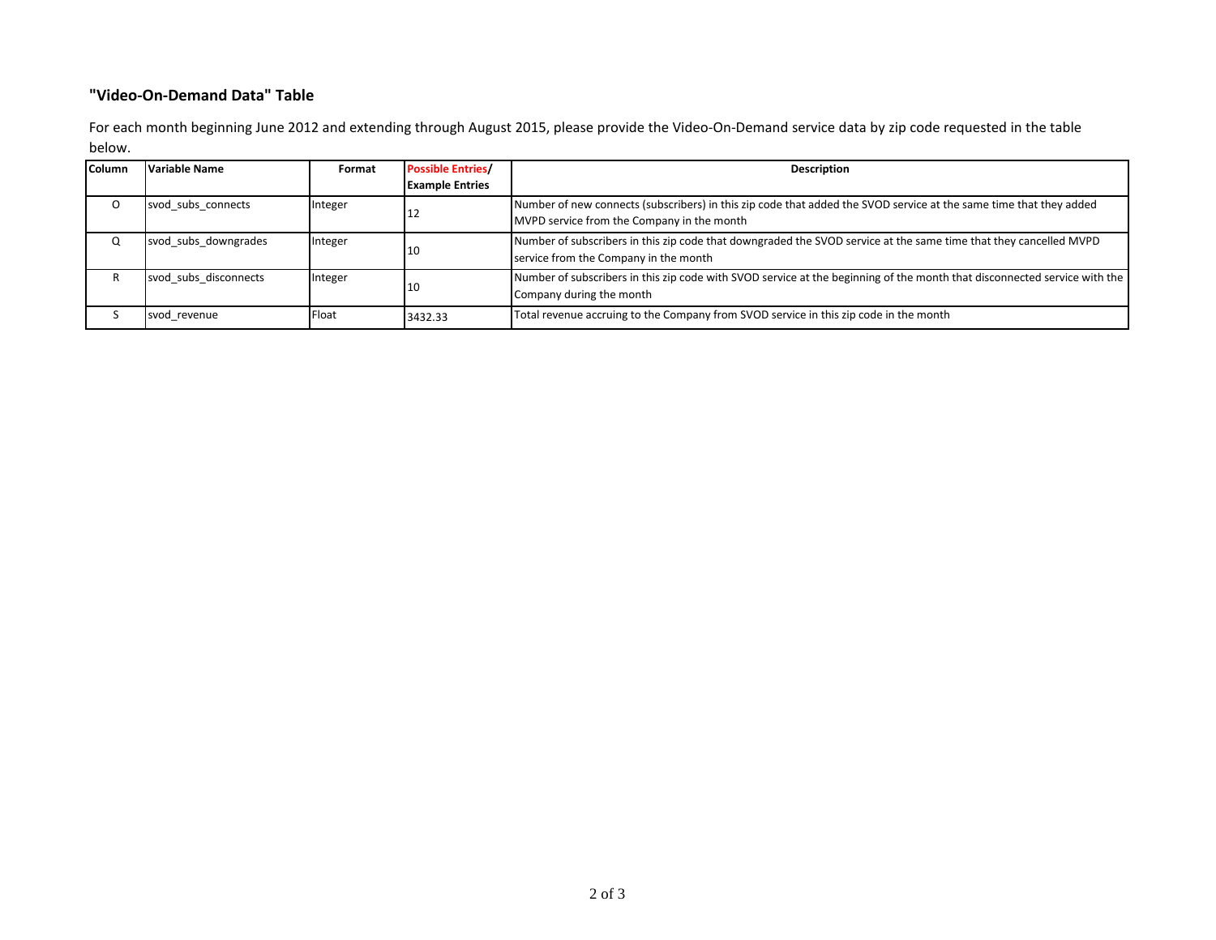### "Video-On-Demand Data" Table

For each month beginning June 2012 and extending through August 2015, please provide the Video-On-Demand service data by zip code requested in the table below.

| Column | Variable Name | Format | Possible Entries/ Example Entries | Description |
|---|---|---|---|---|
| O | svod_subs_connects | Integer | 12 | Number of new connects (subscribers) in this zip code that added the SVOD service at the same time that they added MVPD service from the Company in the month |
| Q | svod_subs_downgrades | Integer | 10 | Number of subscribers in this zip code that downgraded the SVOD service at the same time that they cancelled MVPD service from the Company in the month |
| R | svod_subs_disconnects | Integer | 10 | Number of subscribers in this zip code with SVOD service at the beginning of the month that disconnected service with the Company during the month |
| S | svod_revenue | Float | 3432.33 | Total revenue accruing to the Company from SVOD service in this zip code in the month |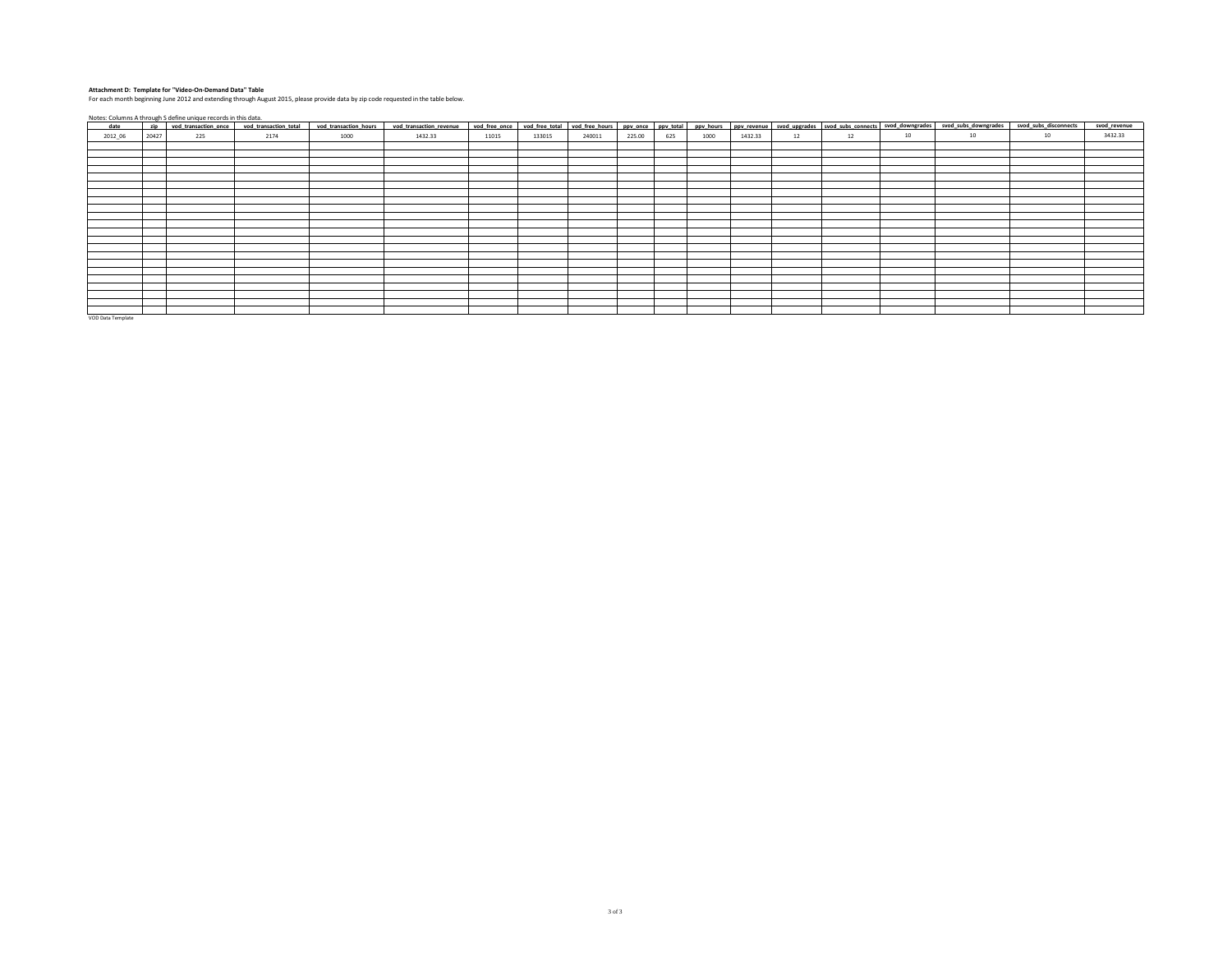**Attachment D: Template for "Video-On-Demand Data" Table**

For each month beginning June 2012 and extending through August 2015, please provide data by zip code requested in the table below.

Notes: Columns A through S define unique records in this data.

| date | zip | vod_transaction_once | vod_transaction_total | vod_transaction_hours | vod_transaction_revenue | vod_free_once | vod_free_total | vod_free_hours | ppv_once | ppv_total | ppv_hours | ppv_revenue | svod_upgrades | svod_subs_connects | svod_downgrades | svod_subs_downgrades | svod_subs_disconnects | svod_revenue |
|---|---|---|---|---|---|---|---|---|---|---|---|---|---|---|---|---|---|---|
| 2012_06 | 20427 | 225 | 2174 | 1000 | 1432.33 | 11015 | 133015 | 240011 | 225.00 | 625 | 1000 | 1432.33 | 12 | 12 | 10 | 10 | 10 | 3432.33 |
| | | | | | | | | | | | | | | | | | | |
| | | | | | | | | | | | | | | | | | | |
| | | | | | | | | | | | | | | | | | | |
| | | | | | | | | | | | | | | | | | | |
| | | | | | | | | | | | | | | | | | | |
| | | | | | | | | | | | | | | | | | | |
| | | | | | | | | | | | | | | | | | | |
| | | | | | | | | | | | | | | | | | | |
| | | | | | | | | | | | | | | | | | | |
| | | | | | | | | | | | | | | | | | | |
| | | | | | | | | | | | | | | | | | | |
| | | | | | | | | | | | | | | | | | | |
| | | | | | | | | | | | | | | | | | | |
| | | | | | | | | | | | | | | | | | | |
| | | | | | | | | | | | | | | | | | | |
| | | | | | | | | | | | | | | | | | | |
| | | | | | | | | | | | | | | | | | | |
| | | | | | | | | | | | | | | | | | | |
| | | | | | | | | | | | | | | | | | | |
| | | | | | | | | | | | | | | | | | | |
| | | | | | | | | | | | | | | | | | | |
| | | | | | | | | | | | | | | | | | | |

VOD Data Template